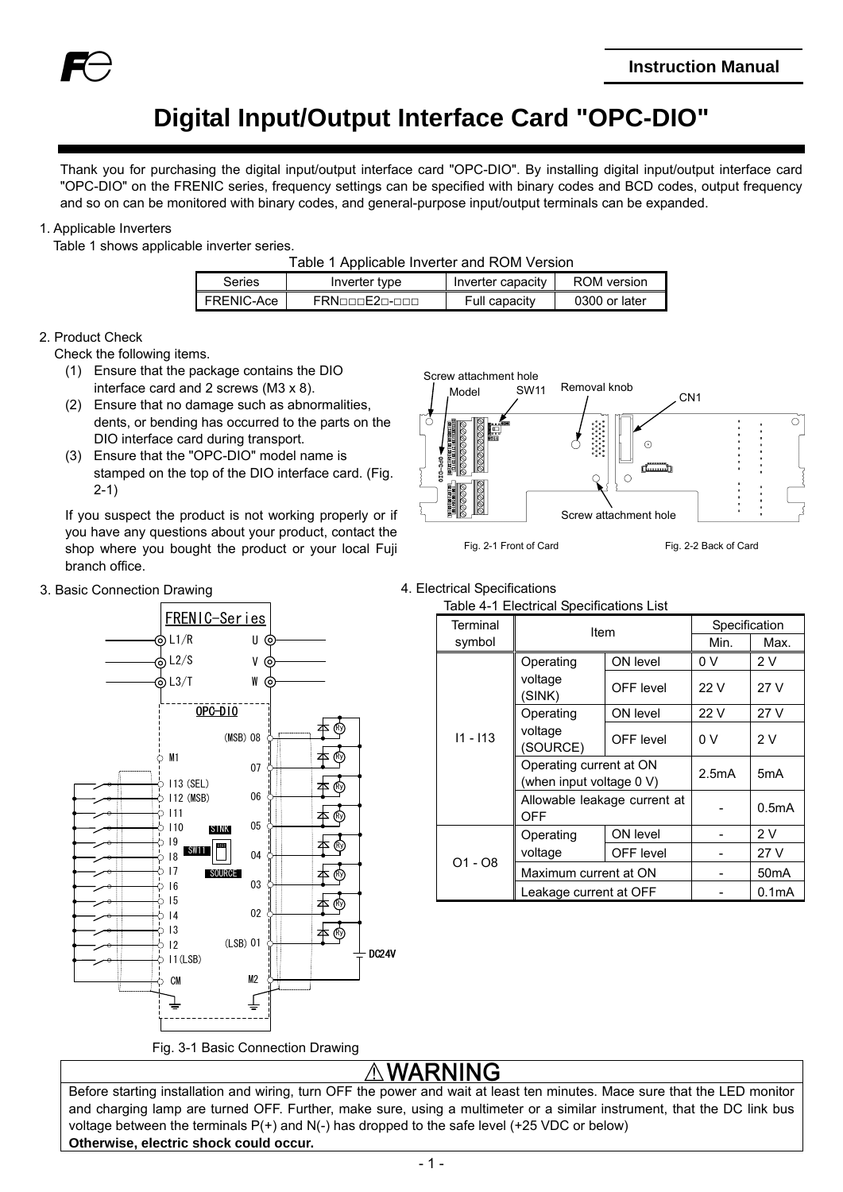Instruction Manual

# Digital Input/Output Interface Card "OPC-DIO"

Thank you for purchasing the digital input/output interface card "OPC-DIO". By installing digital input/output interface card "OPC-DIO" on the FRENIC series, frequency settings can be specified with binary codes and BCD codes, output frequency and so on can be monitored with binary codes, and general-purpose input/output terminals can be expanded.

## 1. Applicable Inverters

Table 1 shows applicable inverter series.

Table 1 Applicable Inverter and ROM Version

| Series | Inverter type | Inverter capacity | ROM version |
|---|---|---|---|
| FRENIC-Ace | FRN□□□E2□-□□□ | Full capacity | 0300 or later |

## 2. Product Check

Check the following items.

(1) Ensure that the package contains the DIO interface card and 2 screws (M3 x 8).

(2) Ensure that no damage such as abnormalities, dents, or bending has occurred to the parts on the DIO interface card during transport.

(3) Ensure that the "OPC-DIO" model name is stamped on the top of the DIO interface card. (Fig. 2-1)

If you suspect the product is not working properly or if you have any questions about your product, contact the shop where you bought the product or your local Fuji branch office.

Screw attachment hole, Model, SW11, Removal knob, CN1, Screw attachment hole

Fig. 2-1 Front of Card Fig. 2-2 Back of Card

## 3. Basic Connection Drawing

Fig. 3-1 Basic Connection Drawing

## 4. Electrical Specifications

Table 4-1 Electrical Specifications List

| Terminal symbol | Item | | Specification Min. | Specification Max. |
|---|---|---|---|---|
| I1 - I13 | Operating voltage (SINK) | ON level | 0 V | 2 V |
| | | OFF level | 22 V | 27 V |
| | Operating voltage (SOURCE) | ON level | 22 V | 27 V |
| | | OFF level | 0 V | 2 V |
| | Operating current at ON (when input voltage 0 V) | | 2.5mA | 5mA |
| | Allowable leakage current at OFF | | - | 0.5mA |
| O1 - O8 | Operating voltage | ON level | - | 2 V |
| | | OFF level | - | 27 V |
| | Maximum current at ON | | - | 50mA |
| | Leakage current at OFF | | - | 0.1mA |

**⚠WARNING**

Before starting installation and wiring, turn OFF the power and wait at least ten minutes. Mace sure that the LED monitor and charging lamp are turned OFF. Further, make sure, using a multimeter or a similar instrument, that the DC link bus voltage between the terminals P(+) and N(-) has dropped to the safe level (+25 VDC or below)

**Otherwise, electric shock could occur.**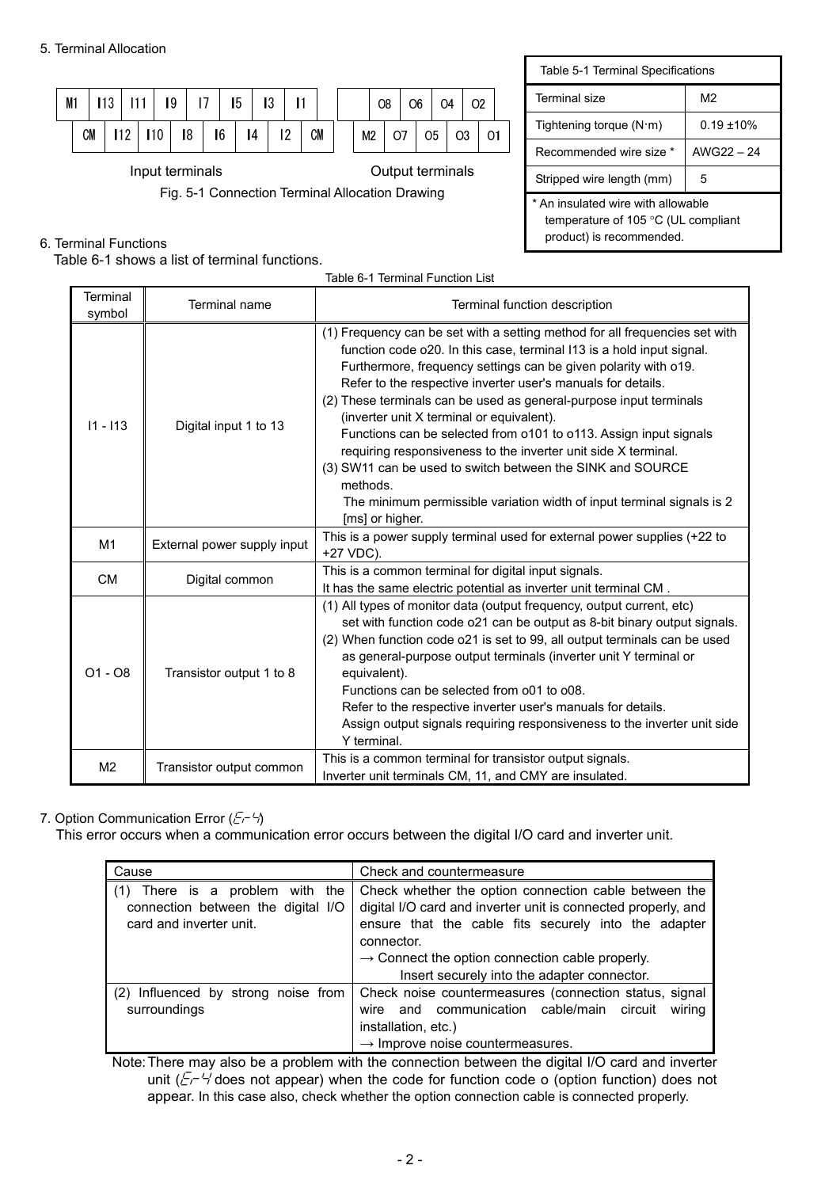## 5. Terminal Allocation

| M1 | I13 | I11 | I9 | I7 | I5 | I3 | I1 | | | O8 | O6 | O4 | O2 |
|---|---|---|---|---|---|---|---|---|---|---|---|---|---|
| CM | I12 | I10 | I8 | I6 | I4 | I2 | CM | | M2 | O7 | O5 | O3 | O1 |

Input terminals / Output terminals

Fig. 5-1 Connection Terminal Allocation Drawing

Table 5-1 Terminal Specifications

| Terminal size | M2 |
|---|---|
| Tightening torque (N·m) | 0.19 ±10% |
| Recommended wire size * | AWG22 – 24 |
| Stripped wire length (mm) | 5 |

* An insulated wire with allowable temperature of 105 °C (UL compliant product) is recommended.

## 6. Terminal Functions

Table 6-1 shows a list of terminal functions.

Table 6-1 Terminal Function List

| Terminal symbol | Terminal name | Terminal function description |
|---|---|---|
| I1 - I13 | Digital input 1 to 13 | (1) Frequency can be set with a setting method for all frequencies set with function code o20. In this case, terminal I13 is a hold input signal. Furthermore, frequency settings can be given polarity with o19. Refer to the respective inverter user's manuals for details.<br>(2) These terminals can be used as general-purpose input terminals (inverter unit X terminal or equivalent). Functions can be selected from o101 to o113. Assign input signals requiring responsiveness to the inverter unit side X terminal.<br>(3) SW11 can be used to switch between the SINK and SOURCE methods. The minimum permissible variation width of input terminal signals is 2 [ms] or higher. |
| M1 | External power supply input | This is a power supply terminal used for external power supplies (+22 to +27 VDC). |
| CM | Digital common | This is a common terminal for digital input signals.<br>It has the same electric potential as inverter unit terminal CM . |
| O1 - O8 | Transistor output 1 to 8 | (1) All types of monitor data (output frequency, output current, etc) set with function code o21 can be output as 8-bit binary output signals.<br>(2) When function code o21 is set to 99, all output terminals can be used as general-purpose output terminals (inverter unit Y terminal or equivalent). Functions can be selected from o01 to o08. Refer to the respective inverter user's manuals for details. Assign output signals requiring responsiveness to the inverter unit side Y terminal. |
| M2 | Transistor output common | This is a common terminal for transistor output signals.<br>Inverter unit terminals CM, 11, and CMY are insulated. |

## 7. Option Communication Error (Er-4)

This error occurs when a communication error occurs between the digital I/O card and inverter unit.

| Cause | Check and countermeasure |
|---|---|
| (1) There is a problem with the connection between the digital I/O card and inverter unit. | Check whether the option connection cable between the digital I/O card and inverter unit is connected properly, and ensure that the cable fits securely into the adapter connector.<br>→ Connect the option connection cable properly. Insert securely into the adapter connector. |
| (2) Influenced by strong noise from surroundings | Check noise countermeasures (connection status, signal wire and communication cable/main circuit wiring installation, etc.)<br>→ Improve noise countermeasures. |

Note: There may also be a problem with the connection between the digital I/O card and inverter unit (Er-4 does not appear) when the code for function code o (option function) does not appear. In this case also, check whether the option connection cable is connected properly.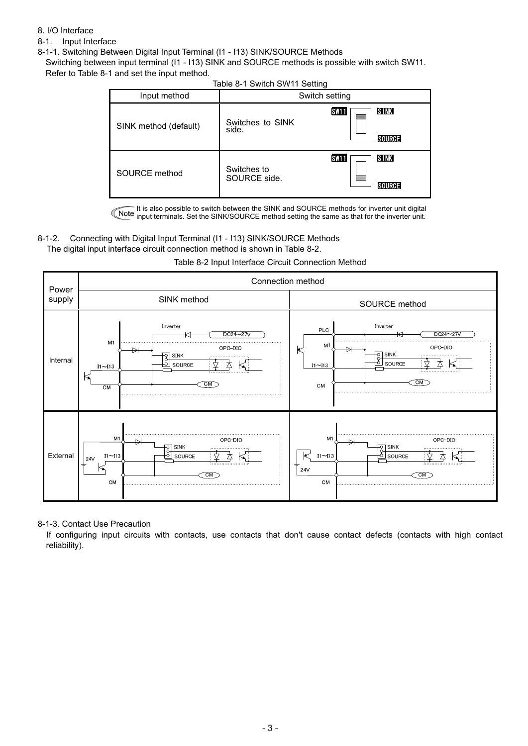# 8. I/O Interface

## 8-1. Input Interface

### 8-1-1. Switching Between Digital Input Terminal (I1 - I13) SINK/SOURCE Methods

Switching between input terminal (I1 - I13) SINK and SOURCE methods is possible with switch SW11.
Refer to Table 8-1 and set the input method.

Table 8-1 Switch SW11 Setting

| Input method | Switch setting |
|---|---|
| SINK method (default) | Switches to SINK side. |
| SOURCE method | Switches to SOURCE side. |

Note: It is also possible to switch between the SINK and SOURCE methods for inverter unit digital input terminals. Set the SINK/SOURCE method setting the same as that for the inverter unit.

### 8-1-2. Connecting with Digital Input Terminal (I1 - I13) SINK/SOURCE Methods

The digital input interface circuit connection method is shown in Table 8-2.

Table 8-2 Input Interface Circuit Connection Method

| Power supply | Connection method | |
|---|---|---|
| | SINK method | SOURCE method |
| Internal | | |
| External | | |

### 8-1-3. Contact Use Precaution

If configuring input circuits with contacts, use contacts that don't cause contact defects (contacts with high contact reliability).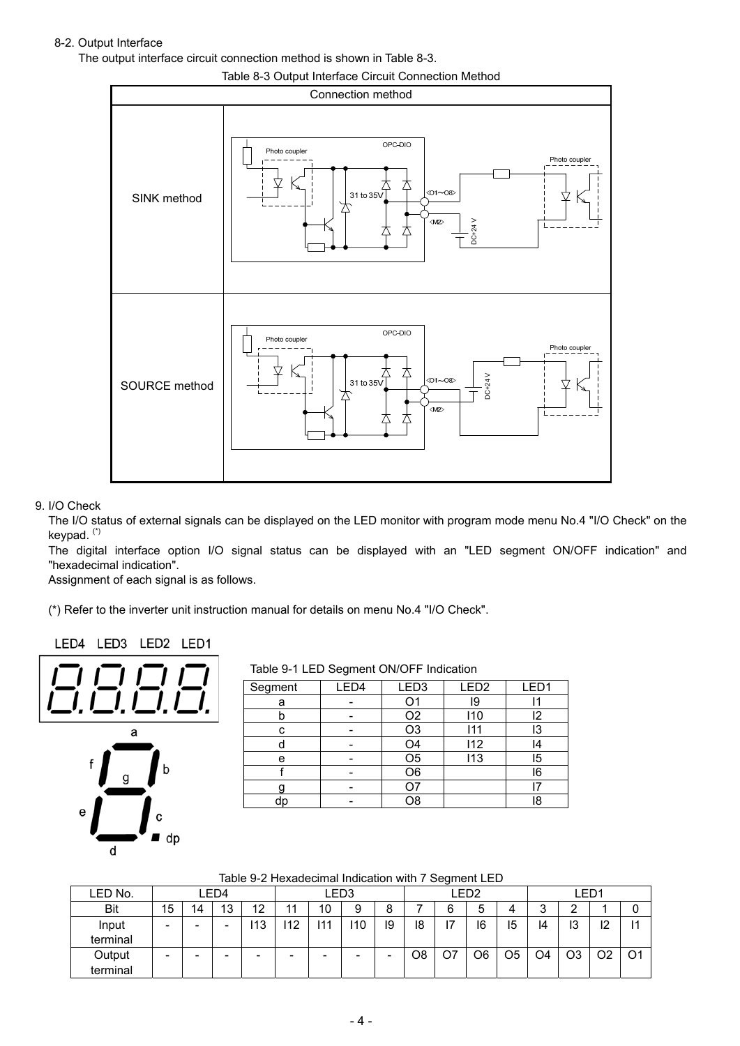8-2. Output Interface

The output interface circuit connection method is shown in Table 8-3.

Table 8-3 Output Interface Circuit Connection Method

| Connection method | |
|---|---|
| SINK method | Photo coupler, OPC-DIO, 31 to 35V, <O1～O8>, <M2>, DC+24 V, Photo coupler |
| SOURCE method | Photo coupler, OPC-DIO, 31 to 35V, <O1～O8>, <M2>, DC+24 V, Photo coupler |

## 9. I/O Check

The I/O status of external signals can be displayed on the LED monitor with program mode menu No.4 "I/O Check" on the keypad. (*)

The digital interface option I/O signal status can be displayed with an "LED segment ON/OFF indication" and "hexadecimal indication".

Assignment of each signal is as follows.

(*) Refer to the inverter unit instruction manual for details on menu No.4 "I/O Check".

LED4 LED3 LED2 LED1

Table 9-1 LED Segment ON/OFF Indication

| Segment | LED4 | LED3 | LED2 | LED1 |
|---|---|---|---|---|
| a | - | O1 | I9 | I1 |
| b | - | O2 | I10 | I2 |
| c | - | O3 | I11 | I3 |
| d | - | O4 | I12 | I4 |
| e | - | O5 | I13 | I5 |
| f | - | O6 | | I6 |
| g | - | O7 | | I7 |
| dp | - | O8 | | I8 |

Table 9-2 Hexadecimal Indication with 7 Segment LED

| LED No. | LED4 | | | | LED3 | | | | LED2 | | | | LED1 | | | |
|---|---|---|---|---|---|---|---|---|---|---|---|---|---|---|---|---|
| Bit | 15 | 14 | 13 | 12 | 11 | 10 | 9 | 8 | 7 | 6 | 5 | 4 | 3 | 2 | 1 | 0 |
| Input terminal | - | - | - | I13 | I12 | I11 | I10 | I9 | I8 | I7 | I6 | I5 | I4 | I3 | I2 | I1 |
| Output terminal | - | - | - | - | - | - | - | - | O8 | O7 | O6 | O5 | O4 | O3 | O2 | O1 |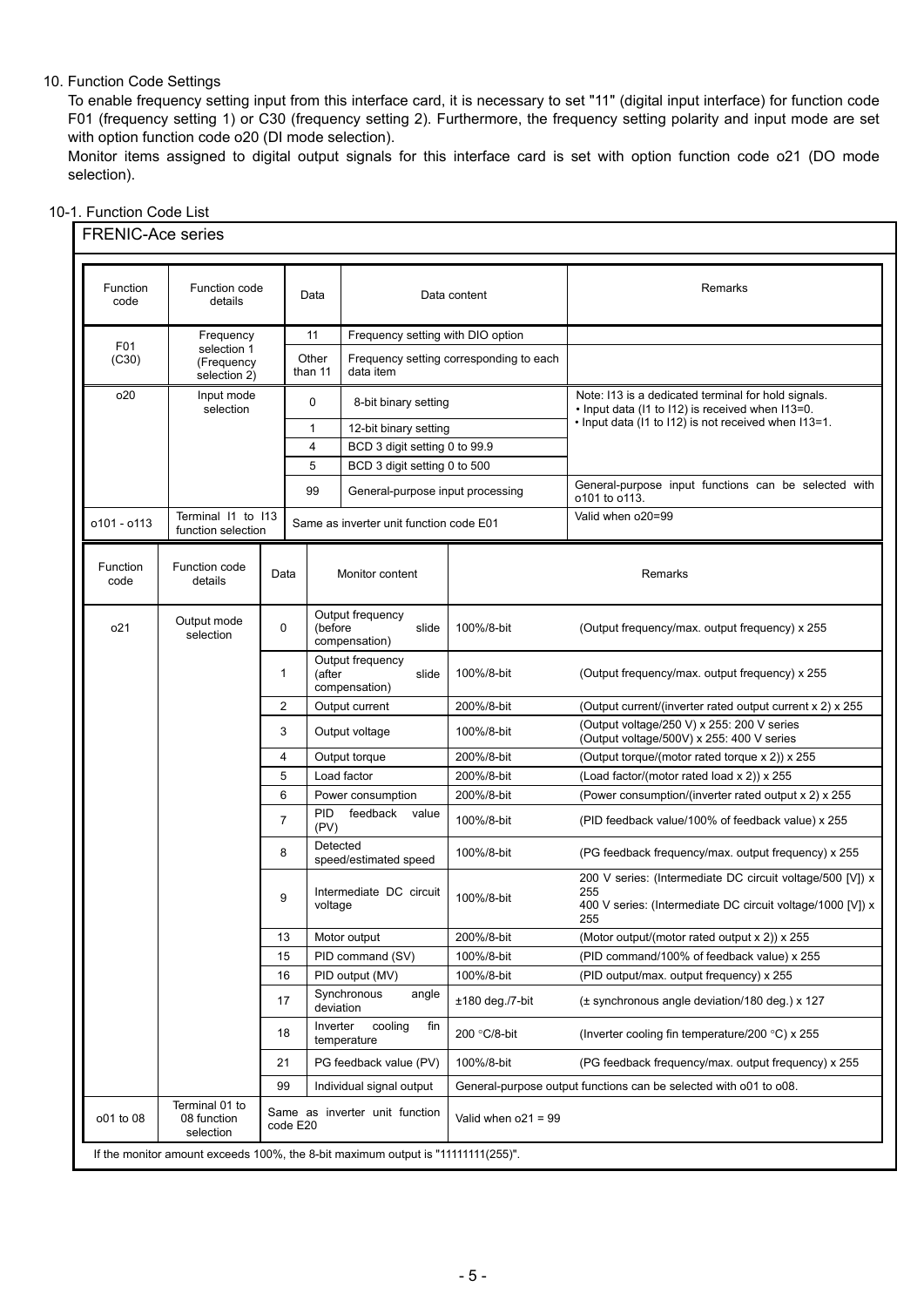## 10. Function Code Settings

To enable frequency setting input from this interface card, it is necessary to set "11" (digital input interface) for function code F01 (frequency setting 1) or C30 (frequency setting 2). Furthermore, the frequency setting polarity and input mode are set with option function code o20 (DI mode selection).

Monitor items assigned to digital output signals for this interface card is set with option function code o21 (DO mode selection).

### 10-1. Function Code List

**FRENIC-Ace series**

| Function code | Function code details | Data | Data content | Remarks |
|---|---|---|---|---|
| F01 (C30) | Frequency selection 1 (Frequency selection 2) | 11 | Frequency setting with DIO option | |
| | | Other than 11 | Frequency setting corresponding to each data item | |
| o20 | Input mode selection | 0 | 8-bit binary setting | Note: I13 is a dedicated terminal for hold signals. • Input data (I1 to I12) is received when I13=0. • Input data (I1 to I12) is not received when I13=1. |
| | | 1 | 12-bit binary setting | |
| | | 4 | BCD 3 digit setting 0 to 99.9 | |
| | | 5 | BCD 3 digit setting 0 to 500 | |
| | | 99 | General-purpose input processing | General-purpose input functions can be selected with o101 to o113. |
| o101 - o113 | Terminal I1 to I13 function selection | Same as inverter unit function code E01 | | Valid when o20=99 |

| Function code | Function code details | Data | Monitor content | Remarks | |
|---|---|---|---|---|---|
| o21 | Output mode selection | 0 | Output frequency (before slide compensation) | 100%/8-bit | (Output frequency/max. output frequency) x 255 |
| | | 1 | Output frequency (after slide compensation) | 100%/8-bit | (Output frequency/max. output frequency) x 255 |
| | | 2 | Output current | 200%/8-bit | (Output current/(inverter rated output current x 2) x 255 |
| | | 3 | Output voltage | 100%/8-bit | (Output voltage/250 V) x 255: 200 V series (Output voltage/500V) x 255: 400 V series |
| | | 4 | Output torque | 200%/8-bit | (Output torque/(motor rated torque x 2)) x 255 |
| | | 5 | Load factor | 200%/8-bit | (Load factor/(motor rated load x 2)) x 255 |
| | | 6 | Power consumption | 200%/8-bit | (Power consumption/(inverter rated output x 2) x 255 |
| | | 7 | PID feedback value (PV) | 100%/8-bit | (PID feedback value/100% of feedback value) x 255 |
| | | 8 | Detected speed/estimated speed | 100%/8-bit | (PG feedback frequency/max. output frequency) x 255 |
| | | 9 | Intermediate DC circuit voltage | 100%/8-bit | 200 V series: (Intermediate DC circuit voltage/500 [V]) x 255 400 V series: (Intermediate DC circuit voltage/1000 [V]) x 255 |
| | | 13 | Motor output | 200%/8-bit | (Motor output/(motor rated output x 2)) x 255 |
| | | 15 | PID command (SV) | 100%/8-bit | (PID command/100% of feedback value) x 255 |
| | | 16 | PID output (MV) | 100%/8-bit | (PID output/max. output frequency) x 255 |
| | | 17 | Synchronous angle deviation | ±180 deg./7-bit | (± synchronous angle deviation/180 deg.) x 127 |
| | | 18 | Inverter cooling fin temperature | 200 °C/8-bit | (Inverter cooling fin temperature/200 °C) x 255 |
| | | 21 | PG feedback value (PV) | 100%/8-bit | (PG feedback frequency/max. output frequency) x 255 |
| | | 99 | Individual signal output | General-purpose output functions can be selected with o01 to o08. | |
| o01 to 08 | Terminal 01 to 08 function selection | Same as inverter unit function code E20 | | Valid when o21 = 99 | |

If the monitor amount exceeds 100%, the 8-bit maximum output is "11111111(255)".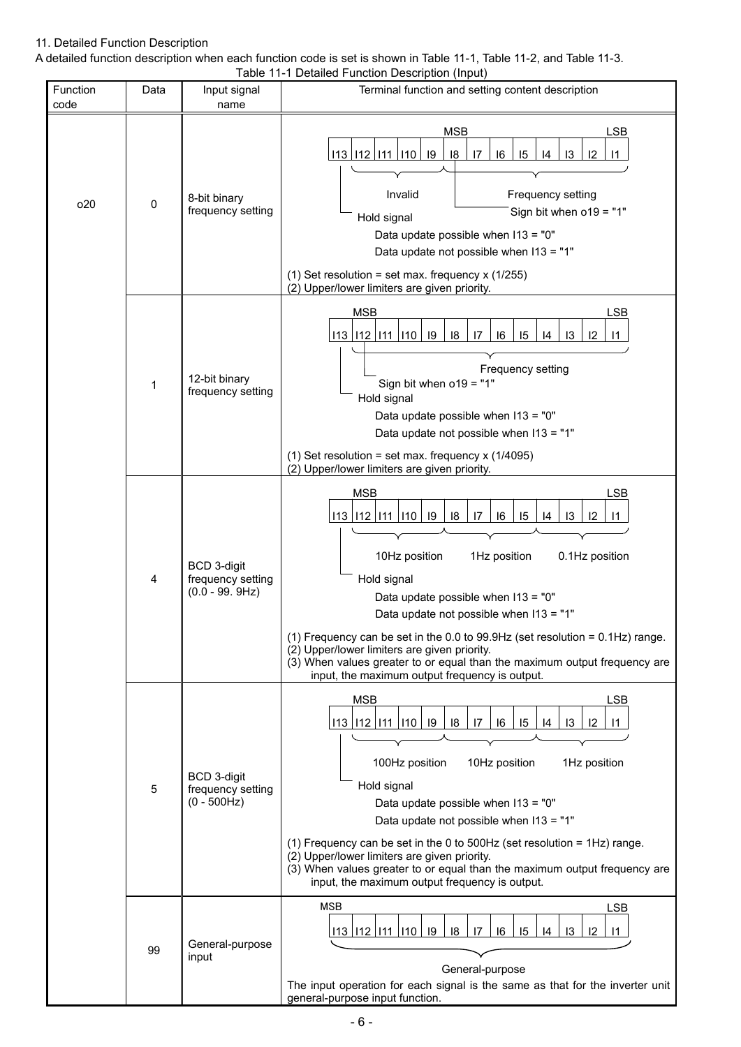11. Detailed Function Description

A detailed function description when each function code is set is shown in Table 11-1, Table 11-2, and Table 11-3.

Table 11-1 Detailed Function Description (Input)

| Function code | Data | Input signal name | Terminal function and setting content description |
|---|---|---|---|
| o20 | 0 | 8-bit binary frequency setting | I13 I12 I11 I10 I9 I8 I7 I6 I5 I4 I3 I2 I1 (MSB: I8, LSB: I1)<br>I12–I9: Invalid<br>I8–I1: Frequency setting; I8: Sign bit when o19 = "1"<br>I13: Hold signal<br>Data update possible when I13 = "0"<br>Data update not possible when I13 = "1"<br>(1) Set resolution = set max. frequency x (1/255)<br>(2) Upper/lower limiters are given priority. |
| | 1 | 12-bit binary frequency setting | I13 I12 I11 I10 I9 I8 I7 I6 I5 I4 I3 I2 I1 (MSB: I12, LSB: I1)<br>I12–I1: Frequency setting; I12: Sign bit when o19 = "1"<br>I13: Hold signal<br>Data update possible when I13 = "0"<br>Data update not possible when I13 = "1"<br>(1) Set resolution = set max. frequency x (1/4095)<br>(2) Upper/lower limiters are given priority. |
| | 4 | BCD 3-digit frequency setting (0.0 - 99. 9Hz) | I13 I12 I11 I10 I9 I8 I7 I6 I5 I4 I3 I2 I1 (MSB: I12, LSB: I1)<br>I12–I9: 10Hz position; I8–I5: 1Hz position; I4–I1: 0.1Hz position<br>I13: Hold signal<br>Data update possible when I13 = "0"<br>Data update not possible when I13 = "1"<br>(1) Frequency can be set in the 0.0 to 99.9Hz (set resolution = 0.1Hz) range.<br>(2) Upper/lower limiters are given priority.<br>(3) When values greater to or equal than the maximum output frequency are input, the maximum output frequency is output. |
| | 5 | BCD 3-digit frequency setting (0 - 500Hz) | I13 I12 I11 I10 I9 I8 I7 I6 I5 I4 I3 I2 I1 (MSB: I12, LSB: I1)<br>I12–I9: 100Hz position; I8–I5: 10Hz position; I4–I1: 1Hz position<br>I13: Hold signal<br>Data update possible when I13 = "0"<br>Data update not possible when I13 = "1"<br>(1) Frequency can be set in the 0 to 500Hz (set resolution = 1Hz) range.<br>(2) Upper/lower limiters are given priority.<br>(3) When values greater to or equal than the maximum output frequency are input, the maximum output frequency is output. |
| | 99 | General-purpose input | I13 I12 I11 I10 I9 I8 I7 I6 I5 I4 I3 I2 I1 (MSB: I13, LSB: I1)<br>I13–I1: General-purpose<br>The input operation for each signal is the same as that for the inverter unit general-purpose input function. |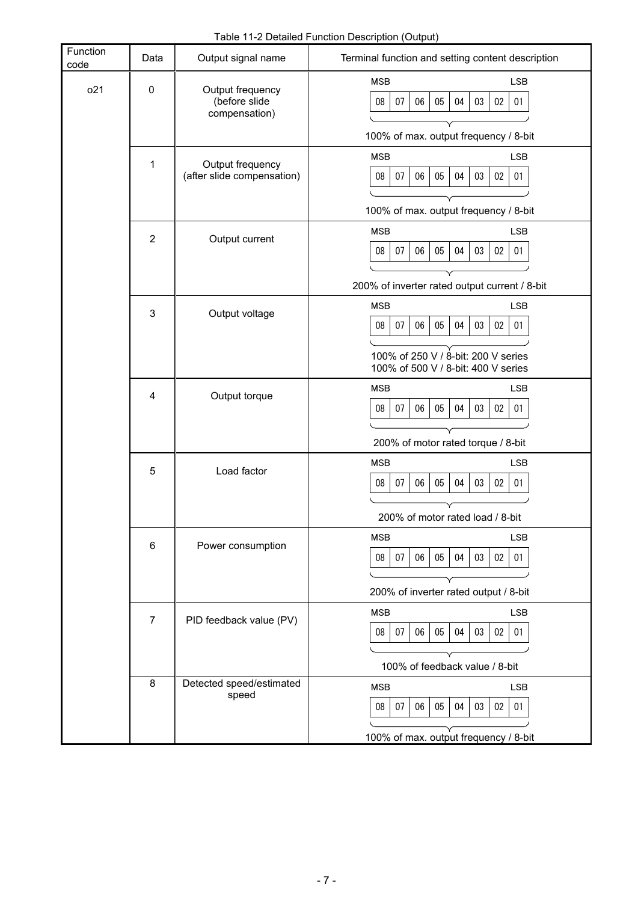Table 11-2 Detailed Function Description (Output)

| Function code | Data | Output signal name | Terminal function and setting content description |
|---|---|---|---|
| o21 | 0 | Output frequency (before slide compensation) | MSB 08 07 06 05 04 03 02 01 LSB<br>100% of max. output frequency / 8-bit |
| | 1 | Output frequency (after slide compensation) | MSB 08 07 06 05 04 03 02 01 LSB<br>100% of max. output frequency / 8-bit |
| | 2 | Output current | MSB 08 07 06 05 04 03 02 01 LSB<br>200% of inverter rated output current / 8-bit |
| | 3 | Output voltage | MSB 08 07 06 05 04 03 02 01 LSB<br>100% of 250 V / 8-bit: 200 V series<br>100% of 500 V / 8-bit: 400 V series |
| | 4 | Output torque | MSB 08 07 06 05 04 03 02 01 LSB<br>200% of motor rated torque / 8-bit |
| | 5 | Load factor | MSB 08 07 06 05 04 03 02 01 LSB<br>200% of motor rated load / 8-bit |
| | 6 | Power consumption | MSB 08 07 06 05 04 03 02 01 LSB<br>200% of inverter rated output / 8-bit |
| | 7 | PID feedback value (PV) | MSB 08 07 06 05 04 03 02 01 LSB<br>100% of feedback value / 8-bit |
| | 8 | Detected speed/estimated speed | MSB 08 07 06 05 04 03 02 01 LSB<br>100% of max. output frequency / 8-bit |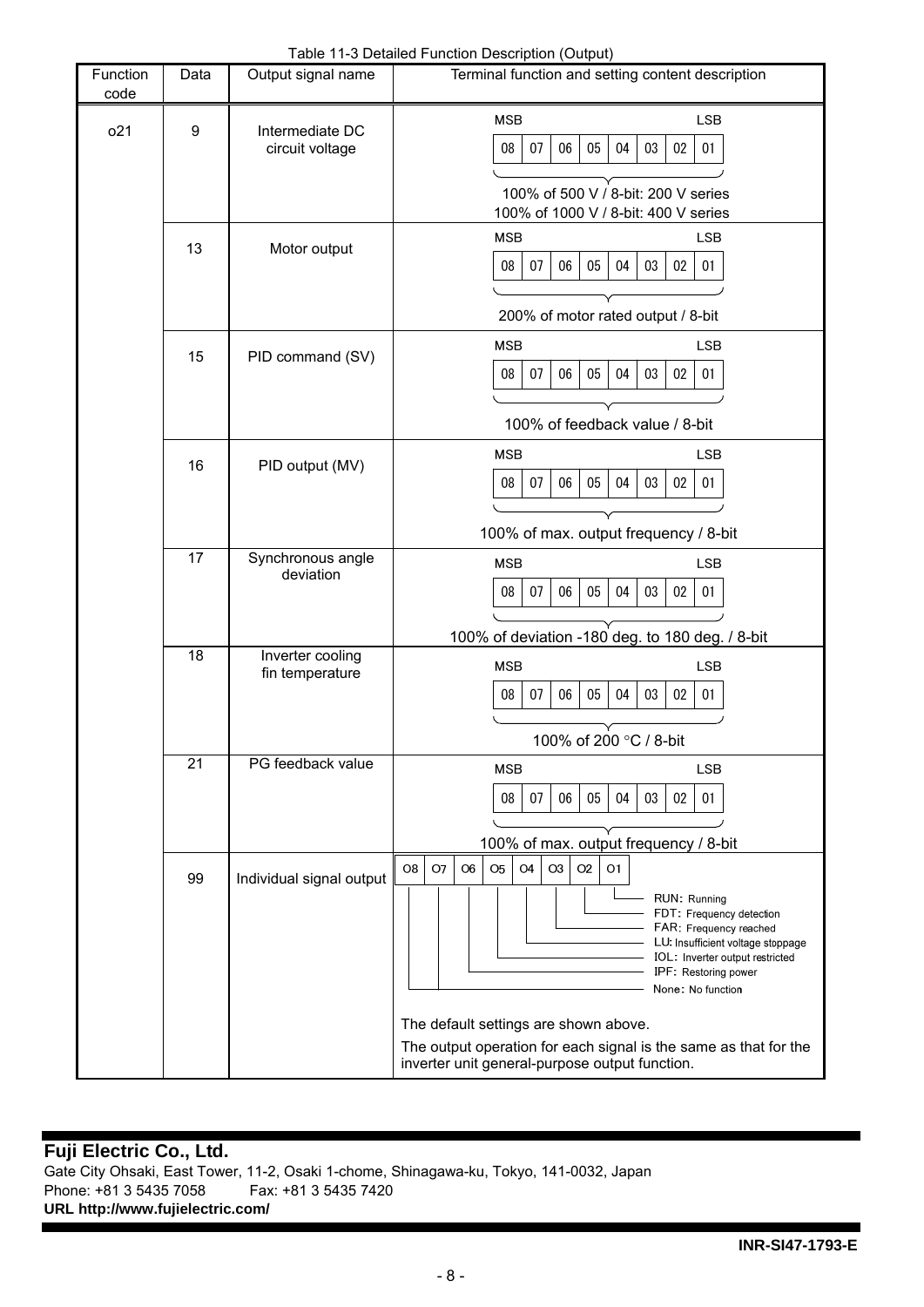Table 11-3 Detailed Function Description (Output)

| Function code | Data | Output signal name | Terminal function and setting content description |
| --- | --- | --- | --- |
| o21 | 9 | Intermediate DC circuit voltage | MSB 08 07 06 05 04 03 02 01 LSB<br>100% of 500 V / 8-bit: 200 V series<br>100% of 1000 V / 8-bit: 400 V series |
| | 13 | Motor output | MSB 08 07 06 05 04 03 02 01 LSB<br>200% of motor rated output / 8-bit |
| | 15 | PID command (SV) | MSB 08 07 06 05 04 03 02 01 LSB<br>100% of feedback value / 8-bit |
| | 16 | PID output (MV) | MSB 08 07 06 05 04 03 02 01 LSB<br>100% of max. output frequency / 8-bit |
| | 17 | Synchronous angle deviation | MSB 08 07 06 05 04 03 02 01 LSB<br>100% of deviation -180 deg. to 180 deg. / 8-bit |
| | 18 | Inverter cooling fin temperature | MSB 08 07 06 05 04 03 02 01 LSB<br>100% of 200 °C / 8-bit |
| | 21 | PG feedback value | MSB 08 07 06 05 04 03 02 01 LSB<br>100% of max. output frequency / 8-bit |
| | 99 | Individual signal output | O8 O7 O6 O5 O4 O3 O2 O1<br>O1 — RUN: Running<br>O2 — FDT: Frequency detection<br>O3 — FAR: Frequency reached<br>O4 — LU: Insufficient voltage stoppage<br>O5 — IOL: Inverter output restricted<br>O6 — IPF: Restoring power<br>O7, O8 — None: No function<br>The default settings are shown above.<br>The output operation for each signal is the same as that for the inverter unit general-purpose output function. |

**Fuji Electric Co., Ltd.**
Gate City Ohsaki, East Tower, 11-2, Osaki 1-chome, Shinagawa-ku, Tokyo, 141-0032, Japan
Phone: +81 3 5435 7058 Fax: +81 3 5435 7420
**URL http://www.fujielectric.com/**

**INR-SI47-1793-E**